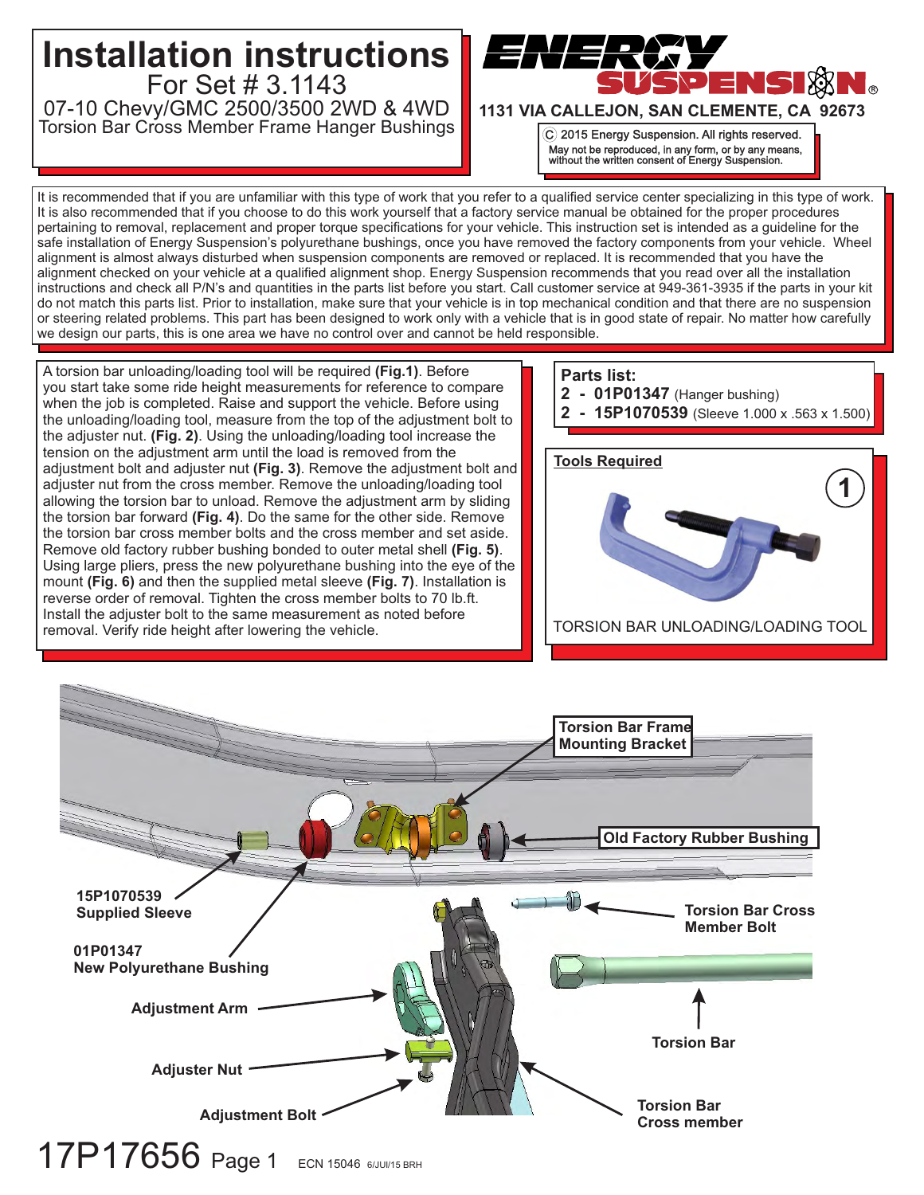# Installation instructions

For Set # 3.1143

07-10 Chevy/GMC 2500/3500 2WD & 4WD

Torsion Bar Cross Member Frame Hanger Bushings

**ENERGY SUSPENSION**

**1131 VIA CALLEJON, SAN CLEMENTE, CA 92673**

ⓒ 2015 Energy Suspension. All rights reserved.
May not be reproduced, in any form, or by any means, without the written consent of Energy Suspension.

It is recommended that if you are unfamiliar with this type of work that you refer to a qualified service center specializing in this type of work. It is also recommended that if you choose to do this work yourself that a factory service manual be obtained for the proper procedures pertaining to removal, replacement and proper torque specifications for your vehicle. This instruction set is intended as a guideline for the safe installation of Energy Suspension's polyurethane bushings, once you have removed the factory components from your vehicle. Wheel alignment is almost always disturbed when suspension components are removed or replaced. It is recommended that you have the alignment checked on your vehicle at a qualified alignment shop. Energy Suspension recommends that you read over all the installation instructions and check all P/N's and quantities in the parts list before you start. Call customer service at 949-361-3935 if the parts in your kit do not match this parts list. Prior to installation, make sure that your vehicle is in top mechanical condition and that there are no suspension or steering related problems. This part has been designed to work only with a vehicle that is in good state of repair. No matter how carefully we design our parts, this is one area we have no control over and cannot be held responsible.

A torsion bar unloading/loading tool will be required **(Fig.1)**. Before you start take some ride height measurements for reference to compare when the job is completed. Raise and support the vehicle. Before using the unloading/loading tool, measure from the top of the adjustment bolt to the adjuster nut. **(Fig. 2)**. Using the unloading/loading tool increase the tension on the adjustment arm until the load is removed from the adjustment bolt and adjuster nut **(Fig. 3)**. Remove the adjustment bolt and adjuster nut from the cross member. Remove the unloading/loading tool allowing the torsion bar to unload. Remove the adjustment arm by sliding the torsion bar forward **(Fig. 4)**. Do the same for the other side. Remove the torsion bar cross member bolts and the cross member and set aside. Remove old factory rubber bushing bonded to outer metal shell **(Fig. 5)**. Using large pliers, press the new polyurethane bushing into the eye of the mount **(Fig. 6)** and then the supplied metal sleeve **(Fig. 7)**. Installation is reverse order of removal. Tighten the cross member bolts to 70 lb.ft. Install the adjuster bolt to the same measurement as noted before removal. Verify ride height after lowering the vehicle.

**Parts list:**

**2 - 01P01347** (Hanger bushing)
**2 - 15P1070539** (Sleeve 1.000 x .563 x 1.500)

**Tools Required**

**1**

TORSION BAR UNLOADING/LOADING TOOL

**Torsion Bar Frame Mounting Bracket**

**Old Factory Rubber Bushing**

**15P1070539 Supplied Sleeve**

**01P01347 New Polyurethane Bushing**

**Torsion Bar Cross Member Bolt**

**Adjustment Arm**

**Torsion Bar**

**Adjuster Nut**

**Adjustment Bolt**

**Torsion Bar Cross member**

17P17656 Page 1 ECN 15046 6/JUl/15 BRH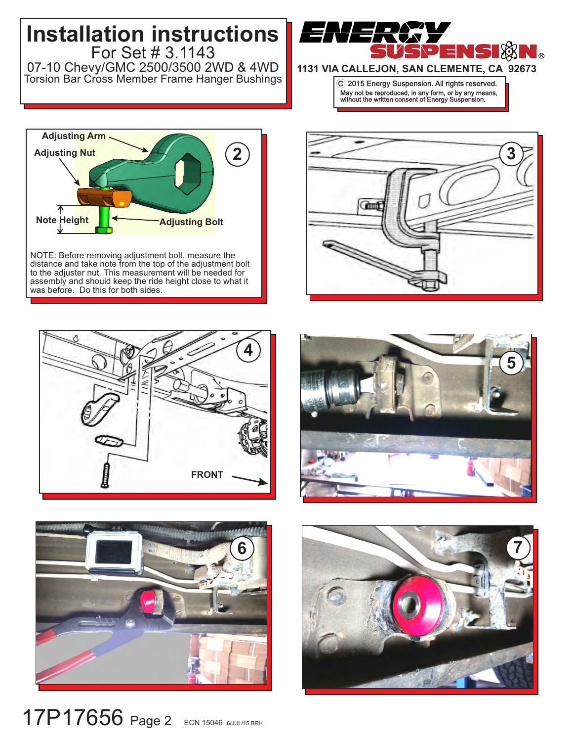# Installation instructions

For Set # 3.1143

07-10 Chevy/GMC 2500/3500 2WD & 4WD

Torsion Bar Cross Member Frame Hanger Bushings

ENERGY SUSPENSION

1131 VIA CALLEJON, SAN CLEMENTE, CA 92673

© 2015 Energy Suspension. All rights reserved.
May not be reproduced, in any form, or by any means, without the written consent of Energy Suspension.

2

Adjusting Arm

Adjusting Nut

Note Height

Adjusting Bolt

NOTE: Before removing adjustment bolt, measure the distance and take note from the top of the adjustment bolt to the adjuster nut. This measurement will be needed for assembly and should keep the ride height close to what it was before. Do this for both sides.

3

4

FRONT

5

6

7

17P17656 Page 2 ECN 15046 6/JUL/15 BRH